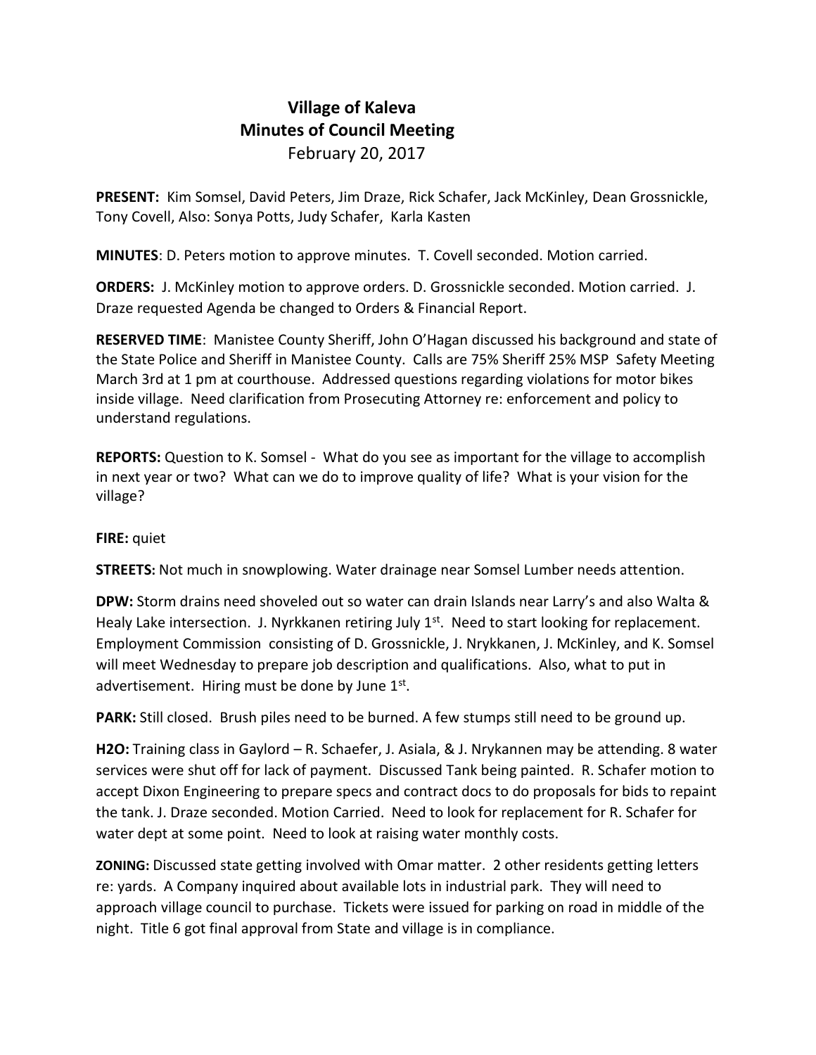# Village of Kaleva
## Minutes of Council Meeting
February 20, 2017

**PRESENT:** Kim Somsel, David Peters, Jim Draze, Rick Schafer, Jack McKinley, Dean Grossnickle, Tony Covell, Also: Sonya Potts, Judy Schafer, Karla Kasten

**MINUTES**: D. Peters motion to approve minutes. T. Covell seconded. Motion carried.

**ORDERS:** J. McKinley motion to approve orders. D. Grossnickle seconded. Motion carried. J. Draze requested Agenda be changed to Orders & Financial Report.

**RESERVED TIME**: Manistee County Sheriff, John O'Hagan discussed his background and state of the State Police and Sheriff in Manistee County. Calls are 75% Sheriff 25% MSP Safety Meeting March 3rd at 1 pm at courthouse. Addressed questions regarding violations for motor bikes inside village. Need clarification from Prosecuting Attorney re: enforcement and policy to understand regulations.

**REPORTS:** Question to K. Somsel - What do you see as important for the village to accomplish in next year or two? What can we do to improve quality of life? What is your vision for the village?

**FIRE:** quiet

**STREETS:** Not much in snowplowing. Water drainage near Somsel Lumber needs attention.

**DPW:** Storm drains need shoveled out so water can drain Islands near Larry's and also Walta & Healy Lake intersection. J. Nyrkkanen retiring July 1st. Need to start looking for replacement. Employment Commission consisting of D. Grossnickle, J. Nrykkanen, J. McKinley, and K. Somsel will meet Wednesday to prepare job description and qualifications. Also, what to put in advertisement. Hiring must be done by June 1st.

**PARK:** Still closed. Brush piles need to be burned. A few stumps still need to be ground up.

**H2O:** Training class in Gaylord – R. Schaefer, J. Asiala, & J. Nrykannen may be attending. 8 water services were shut off for lack of payment. Discussed Tank being painted. R. Schafer motion to accept Dixon Engineering to prepare specs and contract docs to do proposals for bids to repaint the tank. J. Draze seconded. Motion Carried. Need to look for replacement for R. Schafer for water dept at some point. Need to look at raising water monthly costs.

**ZONING:** Discussed state getting involved with Omar matter. 2 other residents getting letters re: yards. A Company inquired about available lots in industrial park. They will need to approach village council to purchase. Tickets were issued for parking on road in middle of the night. Title 6 got final approval from State and village is in compliance.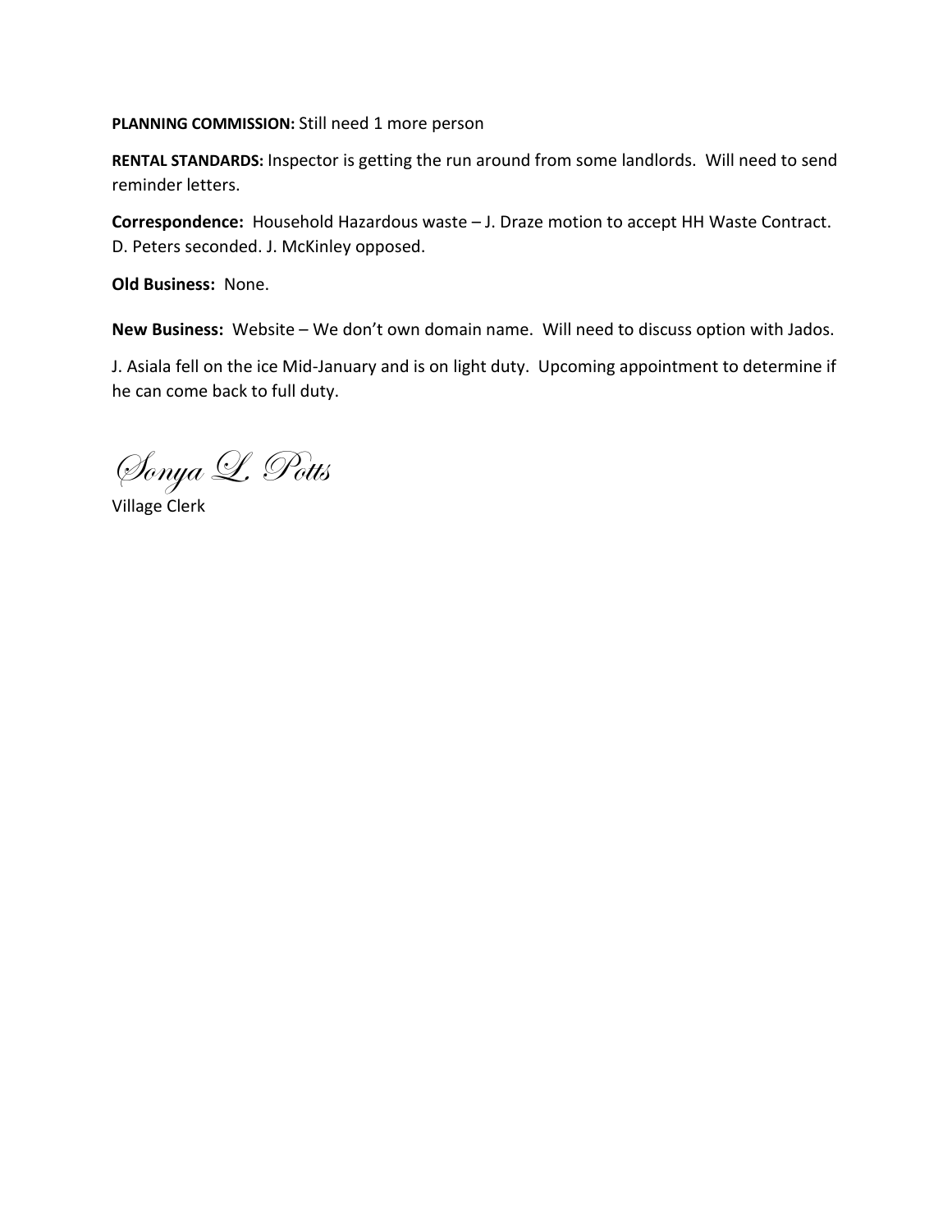**PLANNING COMMISSION:** Still need 1 more person

**RENTAL STANDARDS:** Inspector is getting the run around from some landlords. Will need to send reminder letters.

**Correspondence:** Household Hazardous waste – J. Draze motion to accept HH Waste Contract. D. Peters seconded. J. McKinley opposed.

**Old Business:** None.

**New Business:** Website – We don't own domain name. Will need to discuss option with Jados.

J. Asiala fell on the ice Mid-January and is on light duty. Upcoming appointment to determine if he can come back to full duty.

*Sonya L. Potts*

Village Clerk